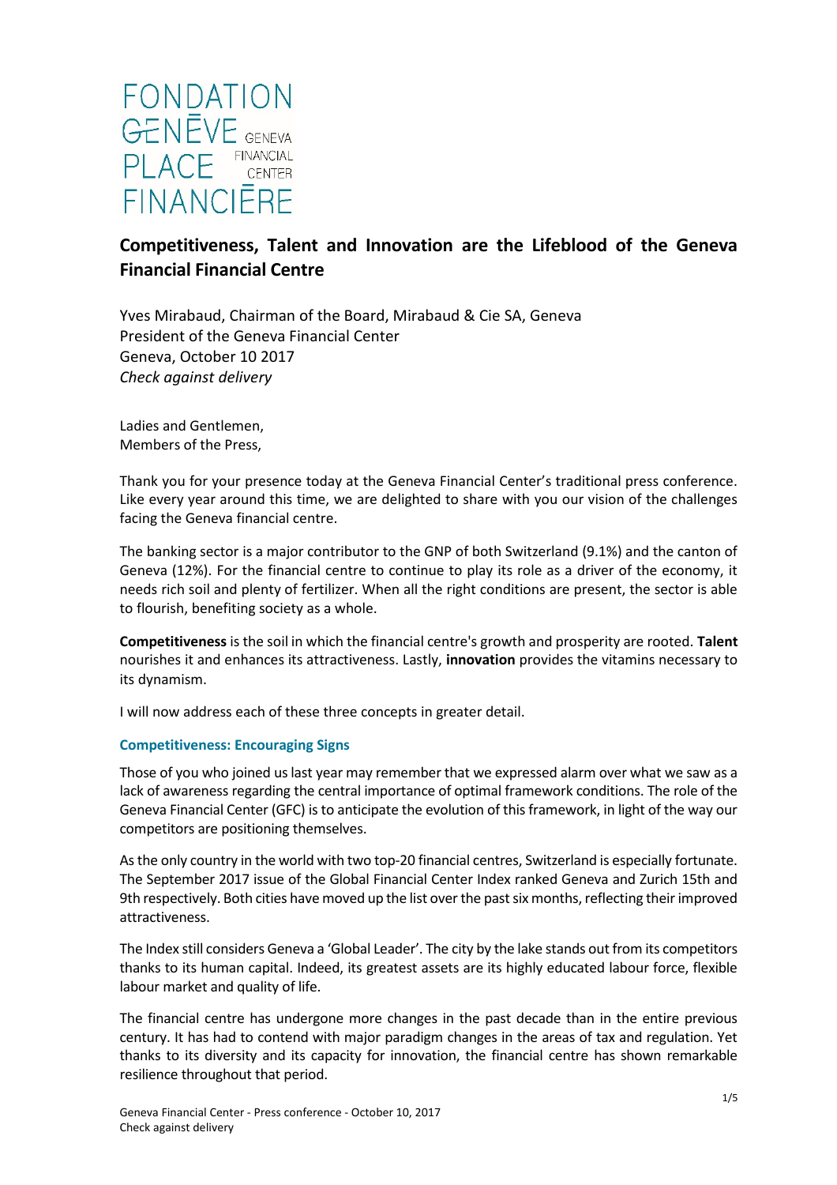FONDATION GENÈVE PLACE FINANCIÈRE
GENEVA FINANCIAL CENTER

# Competitiveness, Talent and Innovation are the Lifeblood of the Geneva Financial Financial Centre

Yves Mirabaud, Chairman of the Board, Mirabaud & Cie SA, Geneva
President of the Geneva Financial Center
Geneva, October 10 2017
*Check against delivery*

Ladies and Gentlemen,
Members of the Press,

Thank you for your presence today at the Geneva Financial Center's traditional press conference. Like every year around this time, we are delighted to share with you our vision of the challenges facing the Geneva financial centre.

The banking sector is a major contributor to the GNP of both Switzerland (9.1%) and the canton of Geneva (12%). For the financial centre to continue to play its role as a driver of the economy, it needs rich soil and plenty of fertilizer. When all the right conditions are present, the sector is able to flourish, benefiting society as a whole.

**Competitiveness** is the soil in which the financial centre's growth and prosperity are rooted. **Talent** nourishes it and enhances its attractiveness. Lastly, **innovation** provides the vitamins necessary to its dynamism.

I will now address each of these three concepts in greater detail.

## Competitiveness: Encouraging Signs

Those of you who joined us last year may remember that we expressed alarm over what we saw as a lack of awareness regarding the central importance of optimal framework conditions. The role of the Geneva Financial Center (GFC) is to anticipate the evolution of this framework, in light of the way our competitors are positioning themselves.

As the only country in the world with two top-20 financial centres, Switzerland is especially fortunate. The September 2017 issue of the Global Financial Center Index ranked Geneva and Zurich 15th and 9th respectively. Both cities have moved up the list over the past six months, reflecting their improved attractiveness.

The Index still considers Geneva a 'Global Leader'. The city by the lake stands out from its competitors thanks to its human capital. Indeed, its greatest assets are its highly educated labour force, flexible labour market and quality of life.

The financial centre has undergone more changes in the past decade than in the entire previous century. It has had to contend with major paradigm changes in the areas of tax and regulation. Yet thanks to its diversity and its capacity for innovation, the financial centre has shown remarkable resilience throughout that period.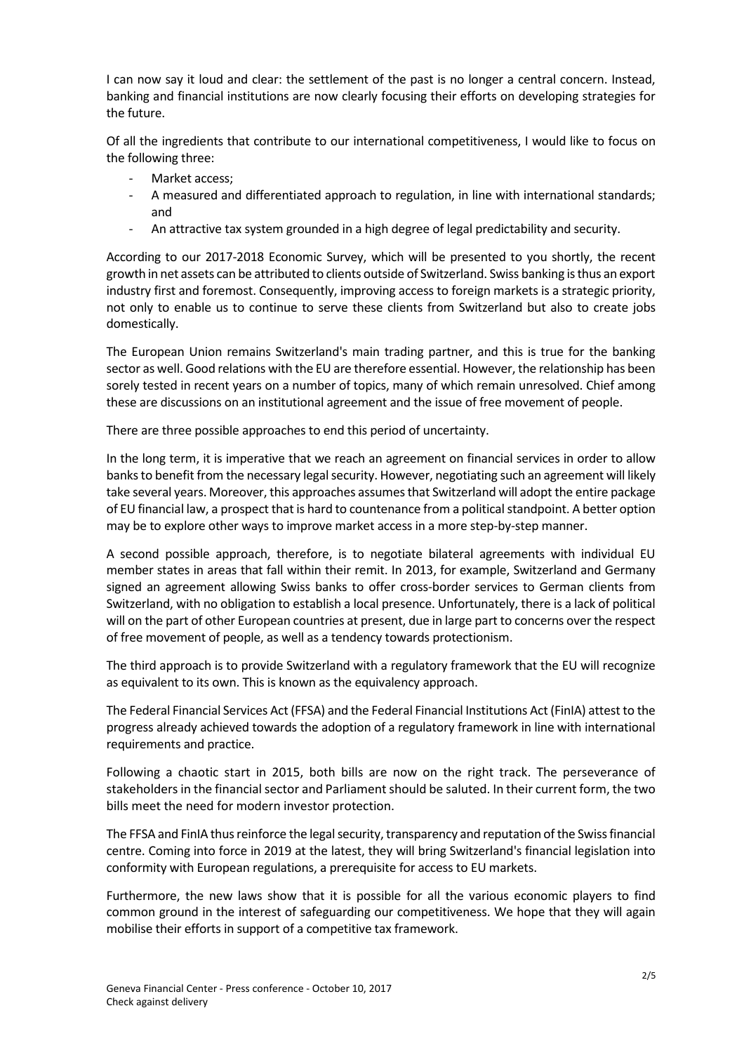I can now say it loud and clear: the settlement of the past is no longer a central concern. Instead, banking and financial institutions are now clearly focusing their efforts on developing strategies for the future.

Of all the ingredients that contribute to our international competitiveness, I would like to focus on the following three:

- Market access;
- A measured and differentiated approach to regulation, in line with international standards; and
- An attractive tax system grounded in a high degree of legal predictability and security.

According to our 2017-2018 Economic Survey, which will be presented to you shortly, the recent growth in net assets can be attributed to clients outside of Switzerland. Swiss banking is thus an export industry first and foremost. Consequently, improving access to foreign markets is a strategic priority, not only to enable us to continue to serve these clients from Switzerland but also to create jobs domestically.

The European Union remains Switzerland's main trading partner, and this is true for the banking sector as well. Good relations with the EU are therefore essential. However, the relationship has been sorely tested in recent years on a number of topics, many of which remain unresolved. Chief among these are discussions on an institutional agreement and the issue of free movement of people.

There are three possible approaches to end this period of uncertainty.

In the long term, it is imperative that we reach an agreement on financial services in order to allow banks to benefit from the necessary legal security. However, negotiating such an agreement will likely take several years. Moreover, this approaches assumes that Switzerland will adopt the entire package of EU financial law, a prospect that is hard to countenance from a political standpoint. A better option may be to explore other ways to improve market access in a more step-by-step manner.

A second possible approach, therefore, is to negotiate bilateral agreements with individual EU member states in areas that fall within their remit. In 2013, for example, Switzerland and Germany signed an agreement allowing Swiss banks to offer cross-border services to German clients from Switzerland, with no obligation to establish a local presence. Unfortunately, there is a lack of political will on the part of other European countries at present, due in large part to concerns over the respect of free movement of people, as well as a tendency towards protectionism.

The third approach is to provide Switzerland with a regulatory framework that the EU will recognize as equivalent to its own. This is known as the equivalency approach.

The Federal Financial Services Act (FFSA) and the Federal Financial Institutions Act (FinIA) attest to the progress already achieved towards the adoption of a regulatory framework in line with international requirements and practice.

Following a chaotic start in 2015, both bills are now on the right track. The perseverance of stakeholders in the financial sector and Parliament should be saluted. In their current form, the two bills meet the need for modern investor protection.

The FFSA and FinIA thus reinforce the legal security, transparency and reputation of the Swiss financial centre. Coming into force in 2019 at the latest, they will bring Switzerland's financial legislation into conformity with European regulations, a prerequisite for access to EU markets.

Furthermore, the new laws show that it is possible for all the various economic players to find common ground in the interest of safeguarding our competitiveness. We hope that they will again mobilise their efforts in support of a competitive tax framework.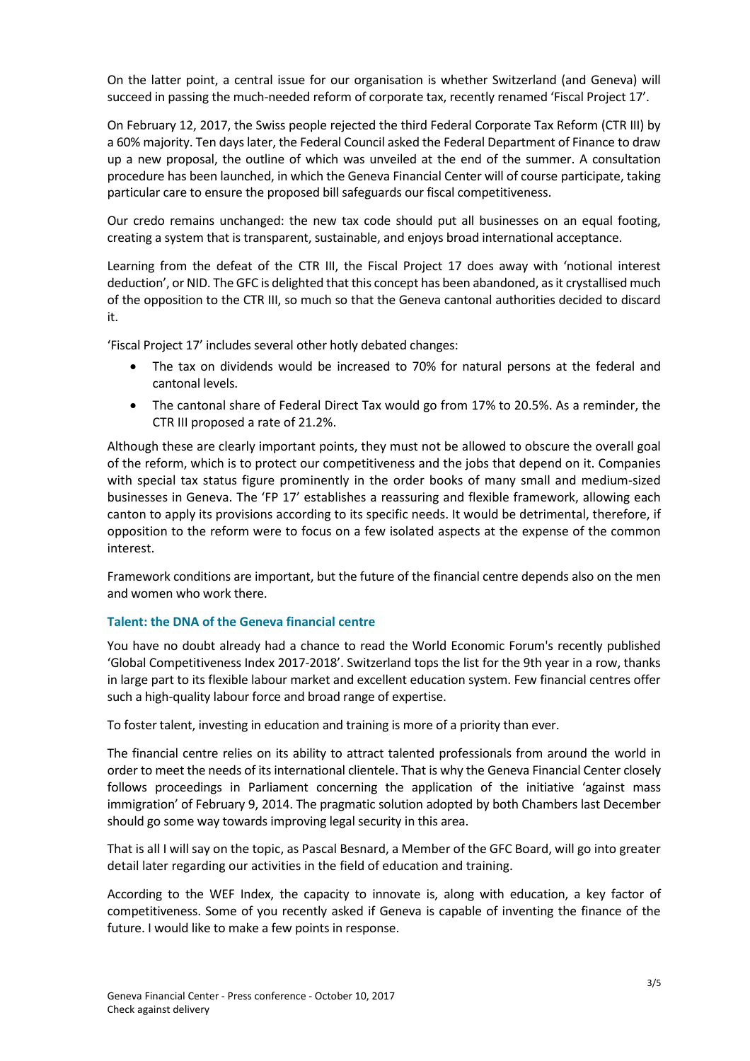On the latter point, a central issue for our organisation is whether Switzerland (and Geneva) will succeed in passing the much-needed reform of corporate tax, recently renamed 'Fiscal Project 17'.

On February 12, 2017, the Swiss people rejected the third Federal Corporate Tax Reform (CTR III) by a 60% majority. Ten days later, the Federal Council asked the Federal Department of Finance to draw up a new proposal, the outline of which was unveiled at the end of the summer. A consultation procedure has been launched, in which the Geneva Financial Center will of course participate, taking particular care to ensure the proposed bill safeguards our fiscal competitiveness.

Our credo remains unchanged: the new tax code should put all businesses on an equal footing, creating a system that is transparent, sustainable, and enjoys broad international acceptance.

Learning from the defeat of the CTR III, the Fiscal Project 17 does away with 'notional interest deduction', or NID. The GFC is delighted that this concept has been abandoned, as it crystallised much of the opposition to the CTR III, so much so that the Geneva cantonal authorities decided to discard it.

'Fiscal Project 17' includes several other hotly debated changes:

- The tax on dividends would be increased to 70% for natural persons at the federal and cantonal levels.
- The cantonal share of Federal Direct Tax would go from 17% to 20.5%. As a reminder, the CTR III proposed a rate of 21.2%.

Although these are clearly important points, they must not be allowed to obscure the overall goal of the reform, which is to protect our competitiveness and the jobs that depend on it. Companies with special tax status figure prominently in the order books of many small and medium-sized businesses in Geneva. The 'FP 17' establishes a reassuring and flexible framework, allowing each canton to apply its provisions according to its specific needs. It would be detrimental, therefore, if opposition to the reform were to focus on a few isolated aspects at the expense of the common interest.

Framework conditions are important, but the future of the financial centre depends also on the men and women who work there.

### Talent: the DNA of the Geneva financial centre

You have no doubt already had a chance to read the World Economic Forum's recently published 'Global Competitiveness Index 2017-2018'. Switzerland tops the list for the 9th year in a row, thanks in large part to its flexible labour market and excellent education system. Few financial centres offer such a high-quality labour force and broad range of expertise.

To foster talent, investing in education and training is more of a priority than ever.

The financial centre relies on its ability to attract talented professionals from around the world in order to meet the needs of its international clientele. That is why the Geneva Financial Center closely follows proceedings in Parliament concerning the application of the initiative 'against mass immigration' of February 9, 2014. The pragmatic solution adopted by both Chambers last December should go some way towards improving legal security in this area.

That is all I will say on the topic, as Pascal Besnard, a Member of the GFC Board, will go into greater detail later regarding our activities in the field of education and training.

According to the WEF Index, the capacity to innovate is, along with education, a key factor of competitiveness. Some of you recently asked if Geneva is capable of inventing the finance of the future. I would like to make a few points in response.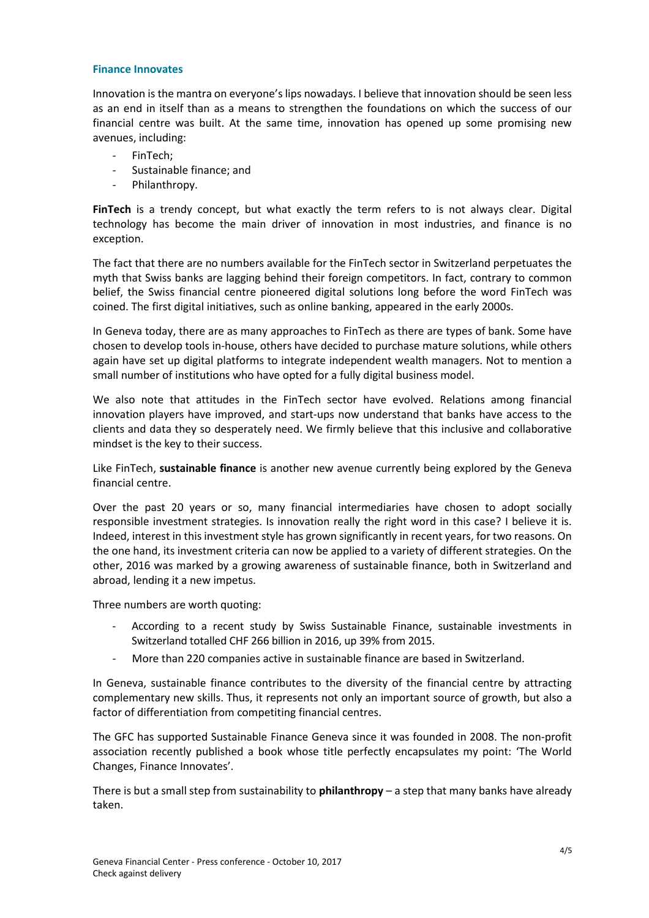### Finance Innovates

Innovation is the mantra on everyone's lips nowadays. I believe that innovation should be seen less as an end in itself than as a means to strengthen the foundations on which the success of our financial centre was built. At the same time, innovation has opened up some promising new avenues, including:

- FinTech;
- Sustainable finance; and
- Philanthropy.

**FinTech** is a trendy concept, but what exactly the term refers to is not always clear. Digital technology has become the main driver of innovation in most industries, and finance is no exception.

The fact that there are no numbers available for the FinTech sector in Switzerland perpetuates the myth that Swiss banks are lagging behind their foreign competitors. In fact, contrary to common belief, the Swiss financial centre pioneered digital solutions long before the word FinTech was coined. The first digital initiatives, such as online banking, appeared in the early 2000s.

In Geneva today, there are as many approaches to FinTech as there are types of bank. Some have chosen to develop tools in-house, others have decided to purchase mature solutions, while others again have set up digital platforms to integrate independent wealth managers. Not to mention a small number of institutions who have opted for a fully digital business model.

We also note that attitudes in the FinTech sector have evolved. Relations among financial innovation players have improved, and start-ups now understand that banks have access to the clients and data they so desperately need. We firmly believe that this inclusive and collaborative mindset is the key to their success.

Like FinTech, **sustainable finance** is another new avenue currently being explored by the Geneva financial centre.

Over the past 20 years or so, many financial intermediaries have chosen to adopt socially responsible investment strategies. Is innovation really the right word in this case? I believe it is. Indeed, interest in this investment style has grown significantly in recent years, for two reasons. On the one hand, its investment criteria can now be applied to a variety of different strategies. On the other, 2016 was marked by a growing awareness of sustainable finance, both in Switzerland and abroad, lending it a new impetus.

Three numbers are worth quoting:

- According to a recent study by Swiss Sustainable Finance, sustainable investments in Switzerland totalled CHF 266 billion in 2016, up 39% from 2015.
- More than 220 companies active in sustainable finance are based in Switzerland.

In Geneva, sustainable finance contributes to the diversity of the financial centre by attracting complementary new skills. Thus, it represents not only an important source of growth, but also a factor of differentiation from competiting financial centres.

The GFC has supported Sustainable Finance Geneva since it was founded in 2008. The non-profit association recently published a book whose title perfectly encapsulates my point: 'The World Changes, Finance Innovates'.

There is but a small step from sustainability to **philanthropy** – a step that many banks have already taken.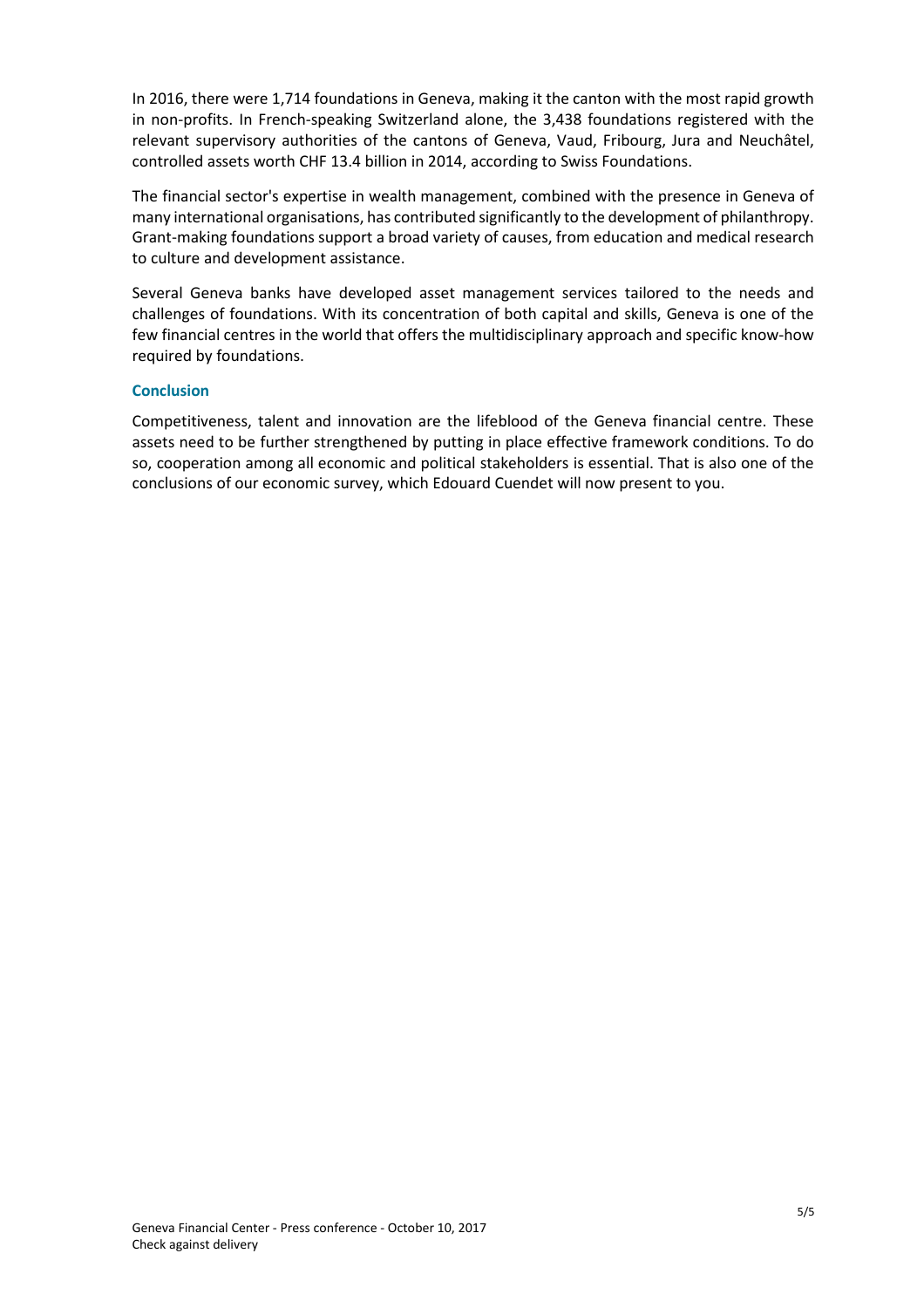In 2016, there were 1,714 foundations in Geneva, making it the canton with the most rapid growth in non-profits. In French-speaking Switzerland alone, the 3,438 foundations registered with the relevant supervisory authorities of the cantons of Geneva, Vaud, Fribourg, Jura and Neuchâtel, controlled assets worth CHF 13.4 billion in 2014, according to Swiss Foundations.

The financial sector's expertise in wealth management, combined with the presence in Geneva of many international organisations, has contributed significantly to the development of philanthropy. Grant-making foundations support a broad variety of causes, from education and medical research to culture and development assistance.

Several Geneva banks have developed asset management services tailored to the needs and challenges of foundations. With its concentration of both capital and skills, Geneva is one of the few financial centres in the world that offers the multidisciplinary approach and specific know-how required by foundations.

## Conclusion

Competitiveness, talent and innovation are the lifeblood of the Geneva financial centre. These assets need to be further strengthened by putting in place effective framework conditions. To do so, cooperation among all economic and political stakeholders is essential. That is also one of the conclusions of our economic survey, which Edouard Cuendet will now present to you.